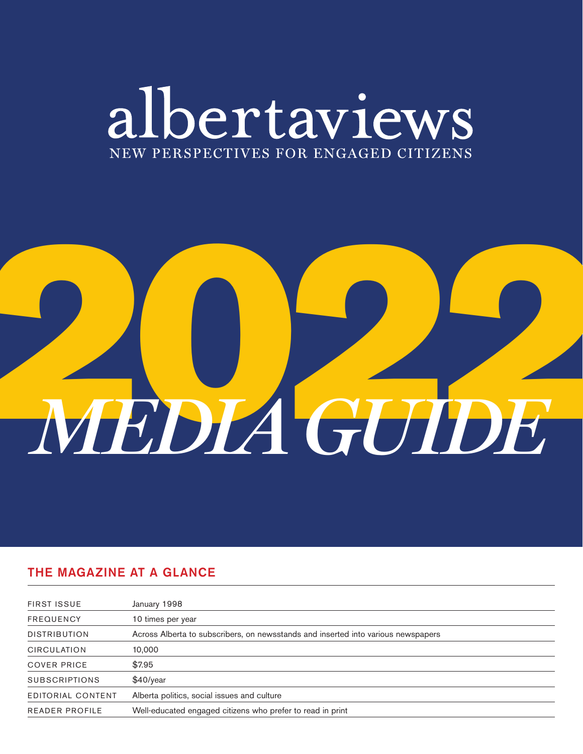# albertaviews

NEW PERSPECTIVES FOR ENGAGED CITIZENS

# 2022 *MEDIA GUIDE*

## THE MAGAZINE AT A GLANCE

| | |
|---|---|
| FIRST ISSUE | January 1998 |
| FREQUENCY | 10 times per year |
| DISTRIBUTION | Across Alberta to subscribers, on newsstands and inserted into various newspapers |
| CIRCULATION | 10,000 |
| COVER PRICE | $7.95 |
| SUBSCRIPTIONS | $40/year |
| EDITORIAL CONTENT | Alberta politics, social issues and culture |
| READER PROFILE | Well-educated engaged citizens who prefer to read in print |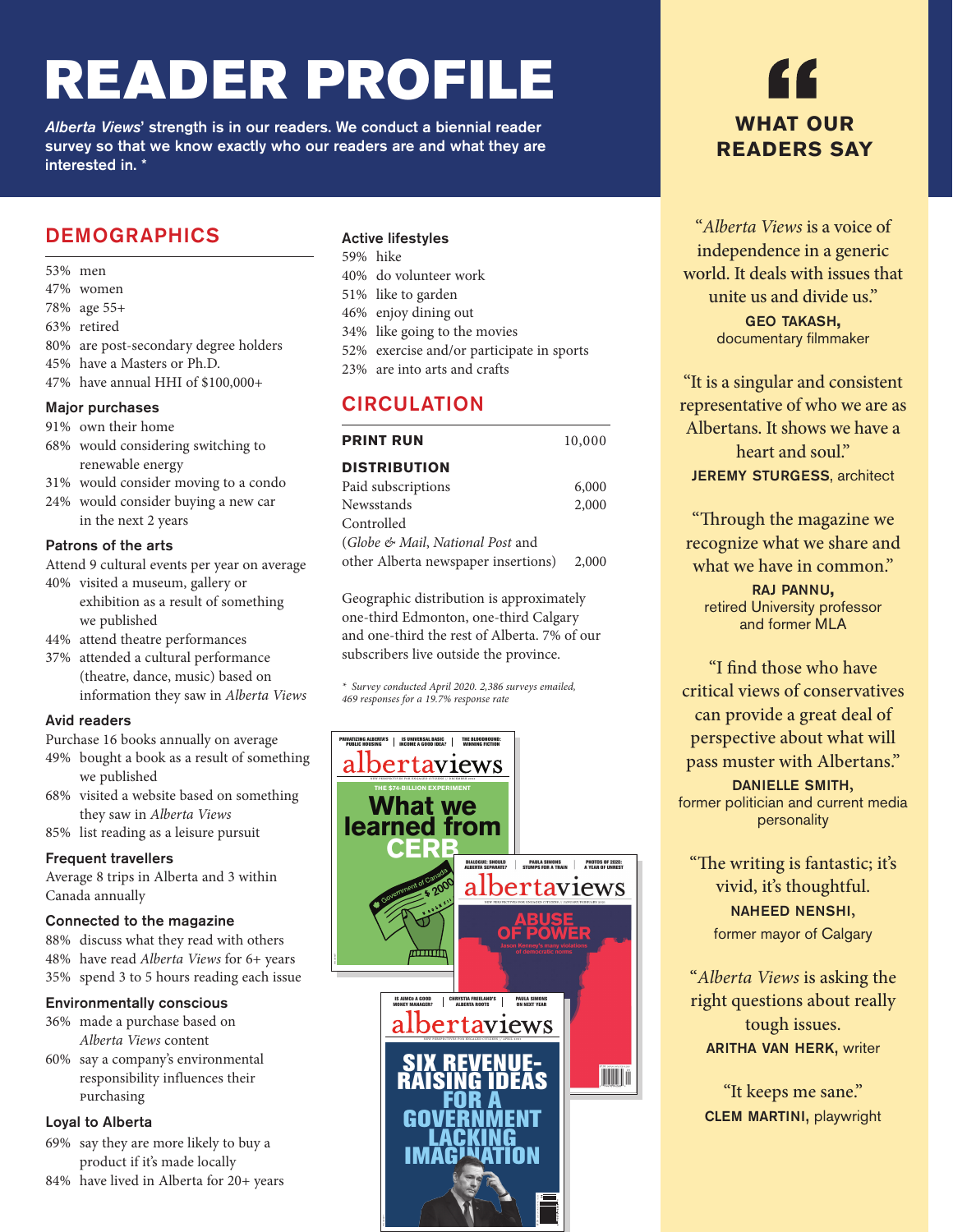# READER PROFILE

*Alberta Views*' strength is in our readers. We conduct a biennial reader survey so that we know exactly who our readers are and what they are interested in. *

## DEMOGRAPHICS

- 53% men
- 47% women
- 78% age 55+
- 63% retired
- 80% are post-secondary degree holders
- 45% have a Masters or Ph.D.
- 47% have annual HHI of $100,000+

### Major purchases

- 91% own their home
- 68% would considering switching to renewable energy
- 31% would consider moving to a condo
- 24% would consider buying a new car in the next 2 years

### Patrons of the arts

Attend 9 cultural events per year on average

- 40% visited a museum, gallery or exhibition as a result of something we published
- 44% attend theatre performances
- 37% attended a cultural performance (theatre, dance, music) based on information they saw in *Alberta Views*

### Avid readers

Purchase 16 books annually on average

- 49% bought a book as a result of something we published
- 68% visited a website based on something they saw in *Alberta Views*
- 85% list reading as a leisure pursuit

### Frequent travellers

Average 8 trips in Alberta and 3 within Canada annually

### Connected to the magazine

- 88% discuss what they read with others
- 48% have read *Alberta Views* for 6+ years
- 35% spend 3 to 5 hours reading each issue

### Environmentally conscious

- 36% made a purchase based on *Alberta Views* content
- 60% say a company's environmental responsibility influences their purchasing

### Loyal to Alberta

- 69% say they are more likely to buy a product if it's made locally
- 84% have lived in Alberta for 20+ years

### Active lifestyles

- 59% hike
- 40% do volunteer work
- 51% like to garden
- 46% enjoy dining out
- 34% like going to the movies
- 52% exercise and/or participate in sports
- 23% are into arts and crafts

## CIRCULATION

| **PRINT RUN** | 10,000 |
|---|---|
| **DISTRIBUTION** | |
| Paid subscriptions | 6,000 |
| Newsstands | 2,000 |
| Controlled (*Globe & Mail*, *National Post* and other Alberta newspaper insertions) | 2,000 |

Geographic distribution is approximately one-third Edmonton, one-third Calgary and one-third the rest of Alberta. 7% of our subscribers live outside the province.

*\* Survey conducted April 2020. 2,386 surveys emailed, 469 responses for a 19.7% response rate*

## WHAT OUR READERS SAY

"*Alberta Views* is a voice of independence in a generic world. It deals with issues that unite us and divide us."
**GEO TAKASH,** documentary filmmaker

"It is a singular and consistent representative of who we are as Albertans. It shows we have a heart and soul."
**JEREMY STURGESS**, architect

"Through the magazine we recognize what we share and what we have in common."
**RAJ PANNU,** retired University professor and former MLA

"I find those who have critical views of conservatives can provide a great deal of perspective about what will pass muster with Albertans."
**DANIELLE SMITH,** former politician and current media personality

"The writing is fantastic; it's vivid, it's thoughtful.
**NAHEED NENSHI,** former mayor of Calgary

"*Alberta Views* is asking the right questions about really tough issues.
**ARITHA VAN HERK,** writer

"It keeps me sane."
**CLEM MARTINI,** playwright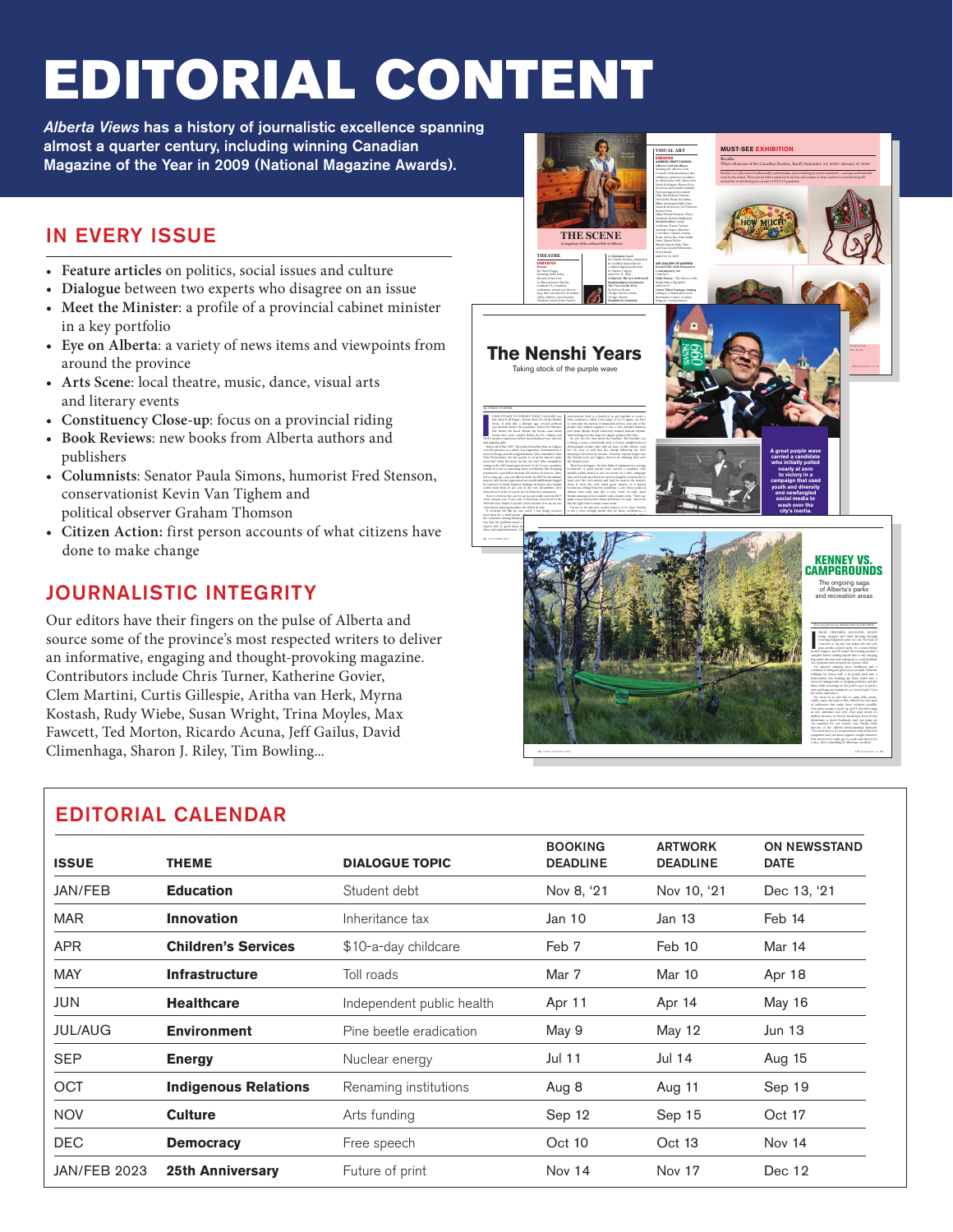# EDITORIAL CONTENT

*Alberta Views* has a history of journalistic excellence spanning almost a quarter century, including winning Canadian Magazine of the Year in 2009 (National Magazine Awards).

## IN EVERY ISSUE

- **Feature articles** on politics, social issues and culture
- **Dialogue** between two experts who disagree on an issue
- **Meet the Minister**: a profile of a provincial cabinet minister in a key portfolio
- **Eye on Alberta**: a variety of news items and viewpoints from around the province
- **Arts Scene**: local theatre, music, dance, visual arts and literary events
- **Constituency Close-up**: focus on a provincial riding
- **Book Reviews**: new books from Alberta authors and publishers
- **Columnists**: Senator Paula Simons, humorist Fred Stenson, conservationist Kevin Van Tighem and political observer Graham Thomson
- **Citizen Action:** first person accounts of what citizens have done to make change

## JOURNALISTIC INTEGRITY

Our editors have their fingers on the pulse of Alberta and source some of the province's most respected writers to deliver an informative, engaging and thought-provoking magazine. Contributors include Chris Turner, Katherine Govier, Clem Martini, Curtis Gillespie, Aritha van Herk, Myrna Kostash, Rudy Wiebe, Susan Wright, Trina Moyles, Max Fawcett, Ted Morton, Ricardo Acuna, Jeff Gailus, David Climenhaga, Sharon J. Riley, Tim Bowling...

## EDITORIAL CALENDAR

| ISSUE | THEME | DIALOGUE TOPIC | BOOKING DEADLINE | ARTWORK DEADLINE | ON NEWSSTAND DATE |
|---|---|---|---|---|---|
| JAN/FEB | **Education** | Student debt | Nov 8, '21 | Nov 10, '21 | Dec 13, '21 |
| MAR | **Innovation** | Inheritance tax | Jan 10 | Jan 13 | Feb 14 |
| APR | **Children's Services** | $10-a-day childcare | Feb 7 | Feb 10 | Mar 14 |
| MAY | **Infrastructure** | Toll roads | Mar 7 | Mar 10 | Apr 18 |
| JUN | **Healthcare** | Independent public health | Apr 11 | Apr 14 | May 16 |
| JUL/AUG | **Environment** | Pine beetle eradication | May 9 | May 12 | Jun 13 |
| SEP | **Energy** | Nuclear energy | Jul 11 | Jul 14 | Aug 15 |
| OCT | **Indigenous Relations** | Renaming institutions | Aug 8 | Aug 11 | Sep 19 |
| NOV | **Culture** | Arts funding | Sep 12 | Sep 15 | Oct 17 |
| DEC | **Democracy** | Free speech | Oct 10 | Oct 13 | Nov 14 |
| JAN/FEB 2023 | **25th Anniversary** | Future of print | Nov 14 | Nov 17 | Dec 12 |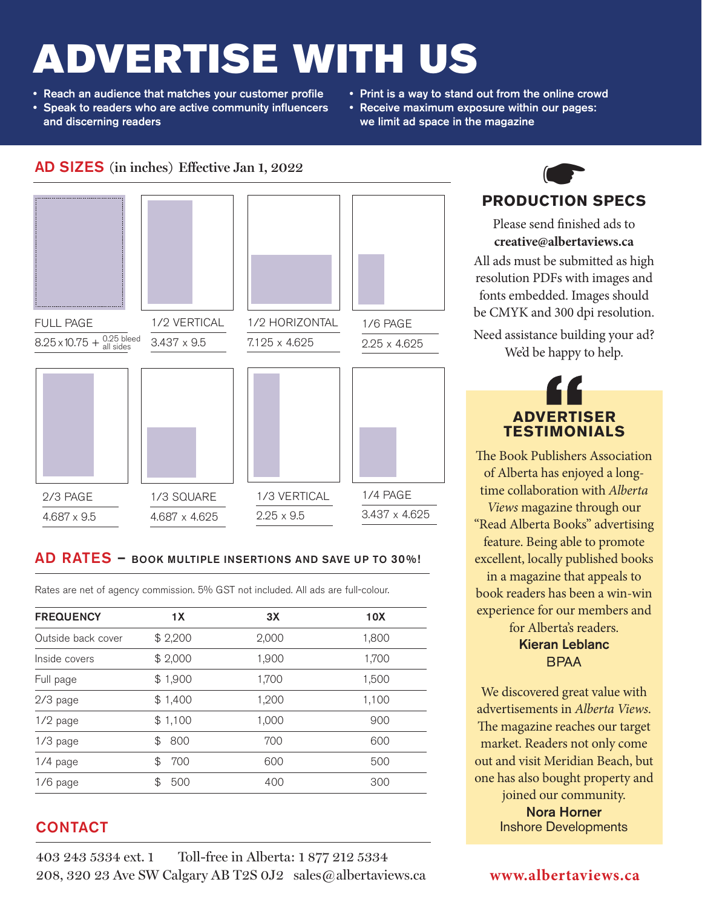# ADVERTISE WITH US

- Reach an audience that matches your customer profile
- Speak to readers who are active community influencers and discerning readers
- Print is a way to stand out from the online crowd
- Receive maximum exposure within our pages: we limit ad space in the magazine

## AD SIZES (in inches) Effective Jan 1, 2022

FULL PAGE
8.25 x 10.75 + 0.25 bleed all sides

1/2 VERTICAL
3.437 x 9.5

1/2 HORIZONTAL
7.125 x 4.625

1/6 PAGE
2.25 x 4.625

2/3 PAGE
4.687 x 9.5

1/3 SQUARE
4.687 x 4.625

1/3 VERTICAL
2.25 x 9.5

1/4 PAGE
3.437 x 4.625

## AD RATES – BOOK MULTIPLE INSERTIONS AND SAVE UP TO 30%!

Rates are net of agency commission. 5% GST not included. All ads are full-colour.

| FREQUENCY | 1X | 3X | 10X |
|---|---|---|---|
| Outside back cover | $ 2,200 | 2,000 | 1,800 |
| Inside covers | $ 2,000 | 1,900 | 1,700 |
| Full page | $ 1,900 | 1,700 | 1,500 |
| 2/3 page | $ 1,400 | 1,200 | 1,100 |
| 1/2 page | $ 1,100 | 1,000 | 900 |
| 1/3 page | $ 800 | 700 | 600 |
| 1/4 page | $ 700 | 600 | 500 |
| 1/6 page | $ 500 | 400 | 300 |

## CONTACT

403 243 5334 ext. 1 Toll-free in Alberta: 1 877 212 5334
208, 320 23 Ave SW Calgary AB T2S 0J2 sales@albertaviews.ca

## PRODUCTION SPECS

Please send finished ads to **creative@albertaviews.ca**

All ads must be submitted as high resolution PDFs with images and fonts embedded. Images should be CMYK and 300 dpi resolution.

Need assistance building your ad? We'd be happy to help.

## ADVERTISER TESTIMONIALS

The Book Publishers Association of Alberta has enjoyed a long-time collaboration with *Alberta Views* magazine through our "Read Alberta Books" advertising feature. Being able to promote excellent, locally published books in a magazine that appeals to book readers has been a win-win experience for our members and for Alberta's readers.

**Kieran Leblanc**
BPAA

We discovered great value with advertisements in *Alberta Views*. The magazine reaches our target market. Readers not only come out and visit Meridian Beach, but one has also bought property and joined our community.

**Nora Horner**
Inshore Developments

**www.albertaviews.ca**